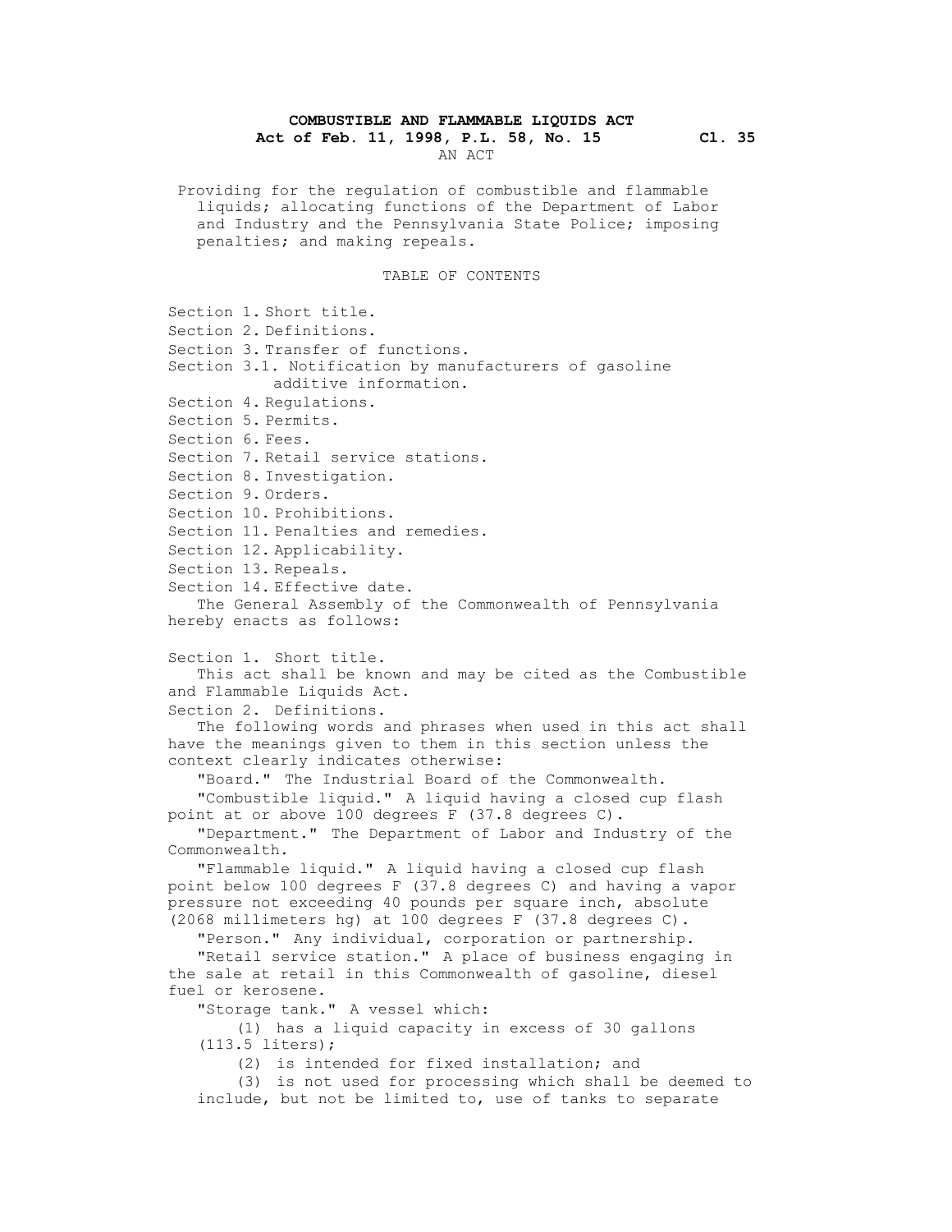# COMBUSTIBLE AND FLAMMABLE LIQUIDS ACT

**Act of Feb. 11, 1998, P.L. 58, No. 15 Cl. 35**

AN ACT

Providing for the regulation of combustible and flammable liquids; allocating functions of the Department of Labor and Industry and the Pennsylvania State Police; imposing penalties; and making repeals.

TABLE OF CONTENTS

Section 1. Short title.
Section 2. Definitions.
Section 3. Transfer of functions.
Section 3.1. Notification by manufacturers of gasoline additive information.
Section 4. Regulations.
Section 5. Permits.
Section 6. Fees.
Section 7. Retail service stations.
Section 8. Investigation.
Section 9. Orders.
Section 10. Prohibitions.
Section 11. Penalties and remedies.
Section 12. Applicability.
Section 13. Repeals.
Section 14. Effective date.

The General Assembly of the Commonwealth of Pennsylvania hereby enacts as follows:

Section 1. Short title.

This act shall be known and may be cited as the Combustible and Flammable Liquids Act.

Section 2. Definitions.

The following words and phrases when used in this act shall have the meanings given to them in this section unless the context clearly indicates otherwise:

"Board." The Industrial Board of the Commonwealth.

"Combustible liquid." A liquid having a closed cup flash point at or above 100 degrees F (37.8 degrees C).

"Department." The Department of Labor and Industry of the Commonwealth.

"Flammable liquid." A liquid having a closed cup flash point below 100 degrees F (37.8 degrees C) and having a vapor pressure not exceeding 40 pounds per square inch, absolute (2068 millimeters hg) at 100 degrees F (37.8 degrees C).

"Person." Any individual, corporation or partnership.

"Retail service station." A place of business engaging in the sale at retail in this Commonwealth of gasoline, diesel fuel or kerosene.

"Storage tank." A vessel which:

(1) has a liquid capacity in excess of 30 gallons (113.5 liters);

(2) is intended for fixed installation; and

(3) is not used for processing which shall be deemed to include, but not be limited to, use of tanks to separate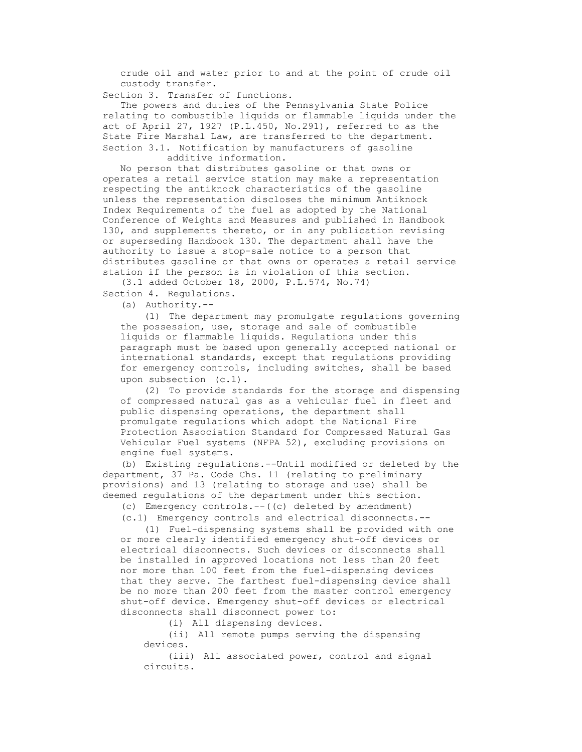crude oil and water prior to and at the point of crude oil custody transfer.

Section 3. Transfer of functions.

The powers and duties of the Pennsylvania State Police relating to combustible liquids or flammable liquids under the act of April 27, 1927 (P.L.450, No.291), referred to as the State Fire Marshal Law, are transferred to the department.

Section 3.1. Notification by manufacturers of gasoline additive information.

No person that distributes gasoline or that owns or operates a retail service station may make a representation respecting the antiknock characteristics of the gasoline unless the representation discloses the minimum Antiknock Index Requirements of the fuel as adopted by the National Conference of Weights and Measures and published in Handbook 130, and supplements thereto, or in any publication revising or superseding Handbook 130. The department shall have the authority to issue a stop-sale notice to a person that distributes gasoline or that owns or operates a retail service station if the person is in violation of this section.

(3.1 added October 18, 2000, P.L.574, No.74)

Section 4. Regulations.

(a) Authority.--

(1) The department may promulgate regulations governing the possession, use, storage and sale of combustible liquids or flammable liquids. Regulations under this paragraph must be based upon generally accepted national or international standards, except that regulations providing for emergency controls, including switches, shall be based upon subsection (c.1).

(2) To provide standards for the storage and dispensing of compressed natural gas as a vehicular fuel in fleet and public dispensing operations, the department shall promulgate regulations which adopt the National Fire Protection Association Standard for Compressed Natural Gas Vehicular Fuel systems (NFPA 52), excluding provisions on engine fuel systems.

(b) Existing regulations.--Until modified or deleted by the department, 37 Pa. Code Chs. 11 (relating to preliminary provisions) and 13 (relating to storage and use) shall be deemed regulations of the department under this section.

(c) Emergency controls.--((c) deleted by amendment)

(c.1) Emergency controls and electrical disconnects.--

(1) Fuel-dispensing systems shall be provided with one or more clearly identified emergency shut-off devices or electrical disconnects. Such devices or disconnects shall be installed in approved locations not less than 20 feet nor more than 100 feet from the fuel-dispensing devices that they serve. The farthest fuel-dispensing device shall be no more than 200 feet from the master control emergency shut-off device. Emergency shut-off devices or electrical disconnects shall disconnect power to:

(i) All dispensing devices.

(ii) All remote pumps serving the dispensing devices.

(iii) All associated power, control and signal circuits.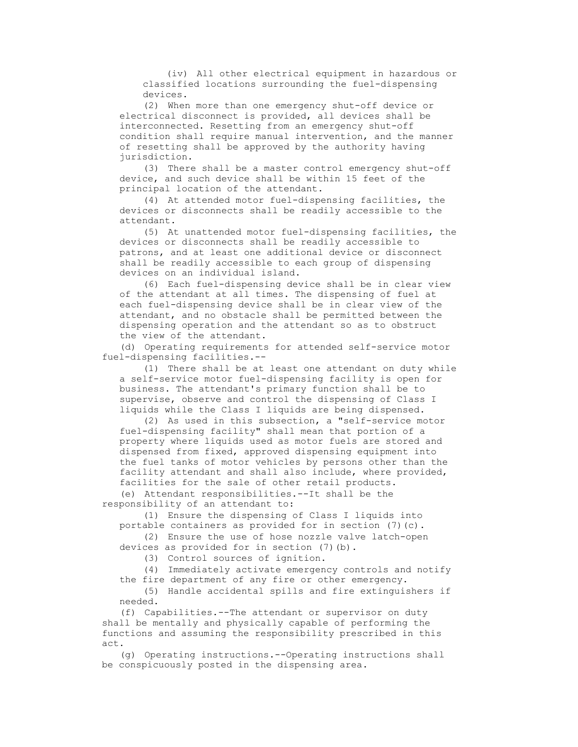(iv) All other electrical equipment in hazardous or classified locations surrounding the fuel-dispensing devices.

(2) When more than one emergency shut-off device or electrical disconnect is provided, all devices shall be interconnected. Resetting from an emergency shut-off condition shall require manual intervention, and the manner of resetting shall be approved by the authority having jurisdiction.

(3) There shall be a master control emergency shut-off device, and such device shall be within 15 feet of the principal location of the attendant.

(4) At attended motor fuel-dispensing facilities, the devices or disconnects shall be readily accessible to the attendant.

(5) At unattended motor fuel-dispensing facilities, the devices or disconnects shall be readily accessible to patrons, and at least one additional device or disconnect shall be readily accessible to each group of dispensing devices on an individual island.

(6) Each fuel-dispensing device shall be in clear view of the attendant at all times. The dispensing of fuel at each fuel-dispensing device shall be in clear view of the attendant, and no obstacle shall be permitted between the dispensing operation and the attendant so as to obstruct the view of the attendant.

(d) Operating requirements for attended self-service motor fuel-dispensing facilities.--

(1) There shall be at least one attendant on duty while a self-service motor fuel-dispensing facility is open for business. The attendant's primary function shall be to supervise, observe and control the dispensing of Class I liquids while the Class I liquids are being dispensed.

(2) As used in this subsection, a "self-service motor fuel-dispensing facility" shall mean that portion of a property where liquids used as motor fuels are stored and dispensed from fixed, approved dispensing equipment into the fuel tanks of motor vehicles by persons other than the facility attendant and shall also include, where provided, facilities for the sale of other retail products.

(e) Attendant responsibilities.--It shall be the responsibility of an attendant to:

(1) Ensure the dispensing of Class I liquids into portable containers as provided for in section (7)(c).

(2) Ensure the use of hose nozzle valve latch-open devices as provided for in section (7)(b).

(3) Control sources of ignition.

(4) Immediately activate emergency controls and notify the fire department of any fire or other emergency.

(5) Handle accidental spills and fire extinguishers if needed.

(f) Capabilities.--The attendant or supervisor on duty shall be mentally and physically capable of performing the functions and assuming the responsibility prescribed in this act.

(g) Operating instructions.--Operating instructions shall be conspicuously posted in the dispensing area.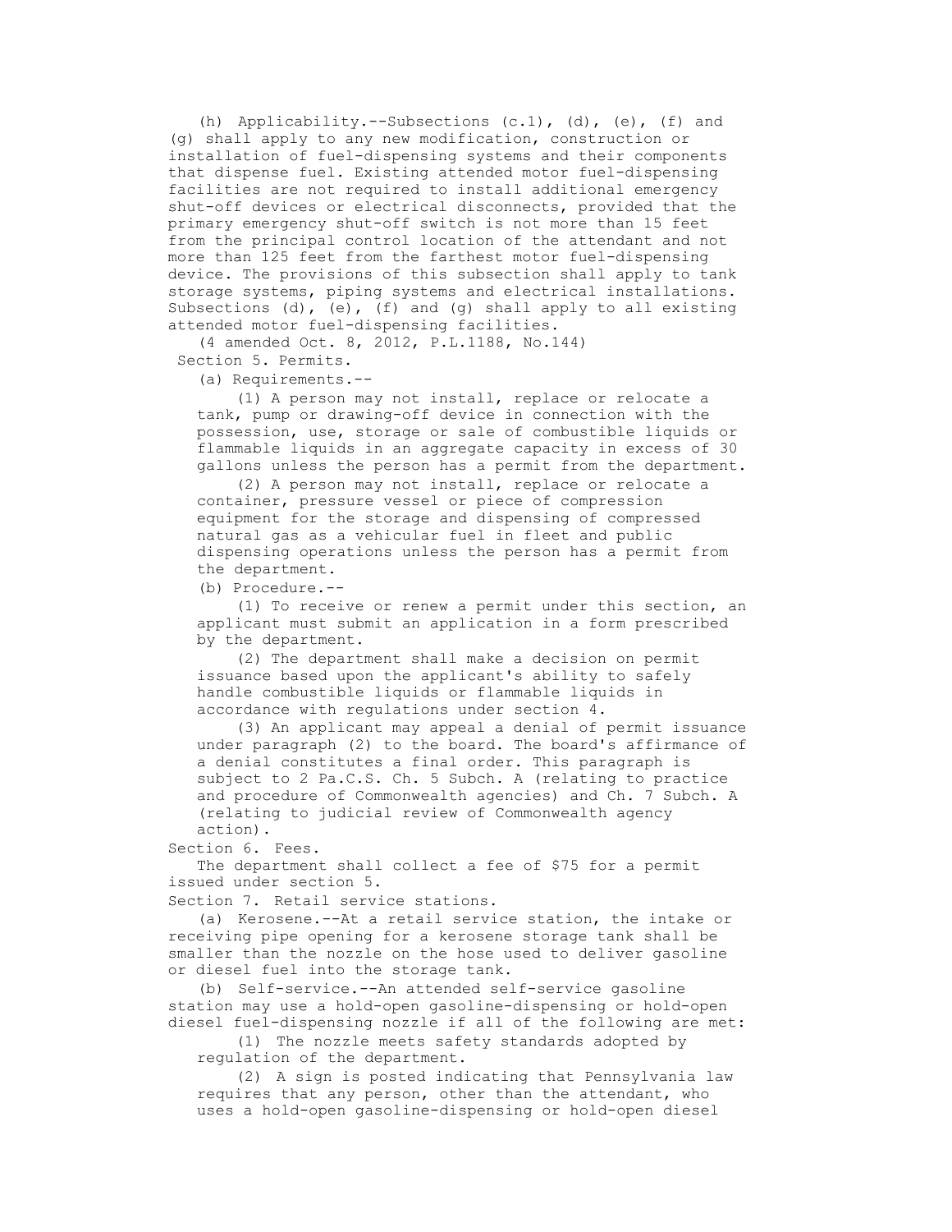(h) Applicability.--Subsections (c.1), (d), (e), (f) and (g) shall apply to any new modification, construction or installation of fuel-dispensing systems and their components that dispense fuel. Existing attended motor fuel-dispensing facilities are not required to install additional emergency shut-off devices or electrical disconnects, provided that the primary emergency shut-off switch is not more than 15 feet from the principal control location of the attendant and not more than 125 feet from the farthest motor fuel-dispensing device. The provisions of this subsection shall apply to tank storage systems, piping systems and electrical installations. Subsections (d), (e), (f) and (g) shall apply to all existing attended motor fuel-dispensing facilities.

(4 amended Oct. 8, 2012, P.L.1188, No.144)

Section 5. Permits.

(a) Requirements.--

(1) A person may not install, replace or relocate a tank, pump or drawing-off device in connection with the possession, use, storage or sale of combustible liquids or flammable liquids in an aggregate capacity in excess of 30 gallons unless the person has a permit from the department.

(2) A person may not install, replace or relocate a container, pressure vessel or piece of compression equipment for the storage and dispensing of compressed natural gas as a vehicular fuel in fleet and public dispensing operations unless the person has a permit from the department.

(b) Procedure.--

(1) To receive or renew a permit under this section, an applicant must submit an application in a form prescribed by the department.

(2) The department shall make a decision on permit issuance based upon the applicant's ability to safely handle combustible liquids or flammable liquids in accordance with regulations under section 4.

(3) An applicant may appeal a denial of permit issuance under paragraph (2) to the board. The board's affirmance of a denial constitutes a final order. This paragraph is subject to 2 Pa.C.S. Ch. 5 Subch. A (relating to practice and procedure of Commonwealth agencies) and Ch. 7 Subch. A (relating to judicial review of Commonwealth agency action).

Section 6. Fees.

The department shall collect a fee of $75 for a permit issued under section 5.

Section 7. Retail service stations.

(a) Kerosene.--At a retail service station, the intake or receiving pipe opening for a kerosene storage tank shall be smaller than the nozzle on the hose used to deliver gasoline or diesel fuel into the storage tank.

(b) Self-service.--An attended self-service gasoline station may use a hold-open gasoline-dispensing or hold-open diesel fuel-dispensing nozzle if all of the following are met:

(1) The nozzle meets safety standards adopted by regulation of the department.

(2) A sign is posted indicating that Pennsylvania law requires that any person, other than the attendant, who uses a hold-open gasoline-dispensing or hold-open diesel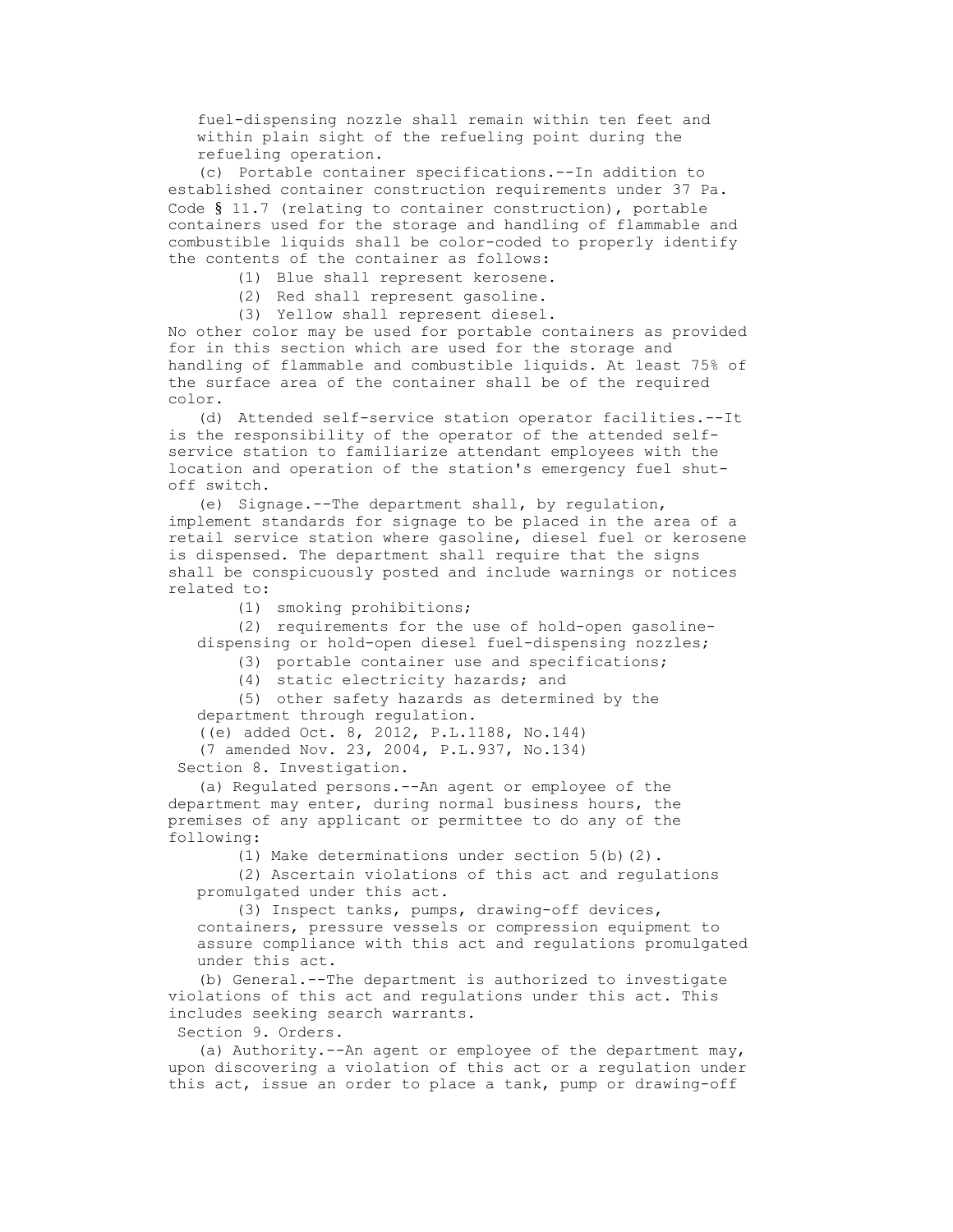fuel-dispensing nozzle shall remain within ten feet and within plain sight of the refueling point during the refueling operation.

(c) Portable container specifications.--In addition to established container construction requirements under 37 Pa. Code § 11.7 (relating to container construction), portable containers used for the storage and handling of flammable and combustible liquids shall be color-coded to properly identify the contents of the container as follows:

(1) Blue shall represent kerosene.

(2) Red shall represent gasoline.

(3) Yellow shall represent diesel.

No other color may be used for portable containers as provided for in this section which are used for the storage and handling of flammable and combustible liquids. At least 75% of the surface area of the container shall be of the required color.

(d) Attended self-service station operator facilities.--It is the responsibility of the operator of the attended self-service station to familiarize attendant employees with the location and operation of the station's emergency fuel shut-off switch.

(e) Signage.--The department shall, by regulation, implement standards for signage to be placed in the area of a retail service station where gasoline, diesel fuel or kerosene is dispensed. The department shall require that the signs shall be conspicuously posted and include warnings or notices related to:

(1) smoking prohibitions;

(2) requirements for the use of hold-open gasoline-dispensing or hold-open diesel fuel-dispensing nozzles;

(3) portable container use and specifications;

(4) static electricity hazards; and

(5) other safety hazards as determined by the department through regulation.

((e) added Oct. 8, 2012, P.L.1188, No.144)

(7 amended Nov. 23, 2004, P.L.937, No.134)

Section 8. Investigation.

(a) Regulated persons.--An agent or employee of the department may enter, during normal business hours, the premises of any applicant or permittee to do any of the following:

(1) Make determinations under section 5(b)(2).

(2) Ascertain violations of this act and regulations promulgated under this act.

(3) Inspect tanks, pumps, drawing-off devices, containers, pressure vessels or compression equipment to assure compliance with this act and regulations promulgated under this act.

(b) General.--The department is authorized to investigate violations of this act and regulations under this act. This includes seeking search warrants.

Section 9. Orders.

(a) Authority.--An agent or employee of the department may, upon discovering a violation of this act or a regulation under this act, issue an order to place a tank, pump or drawing-off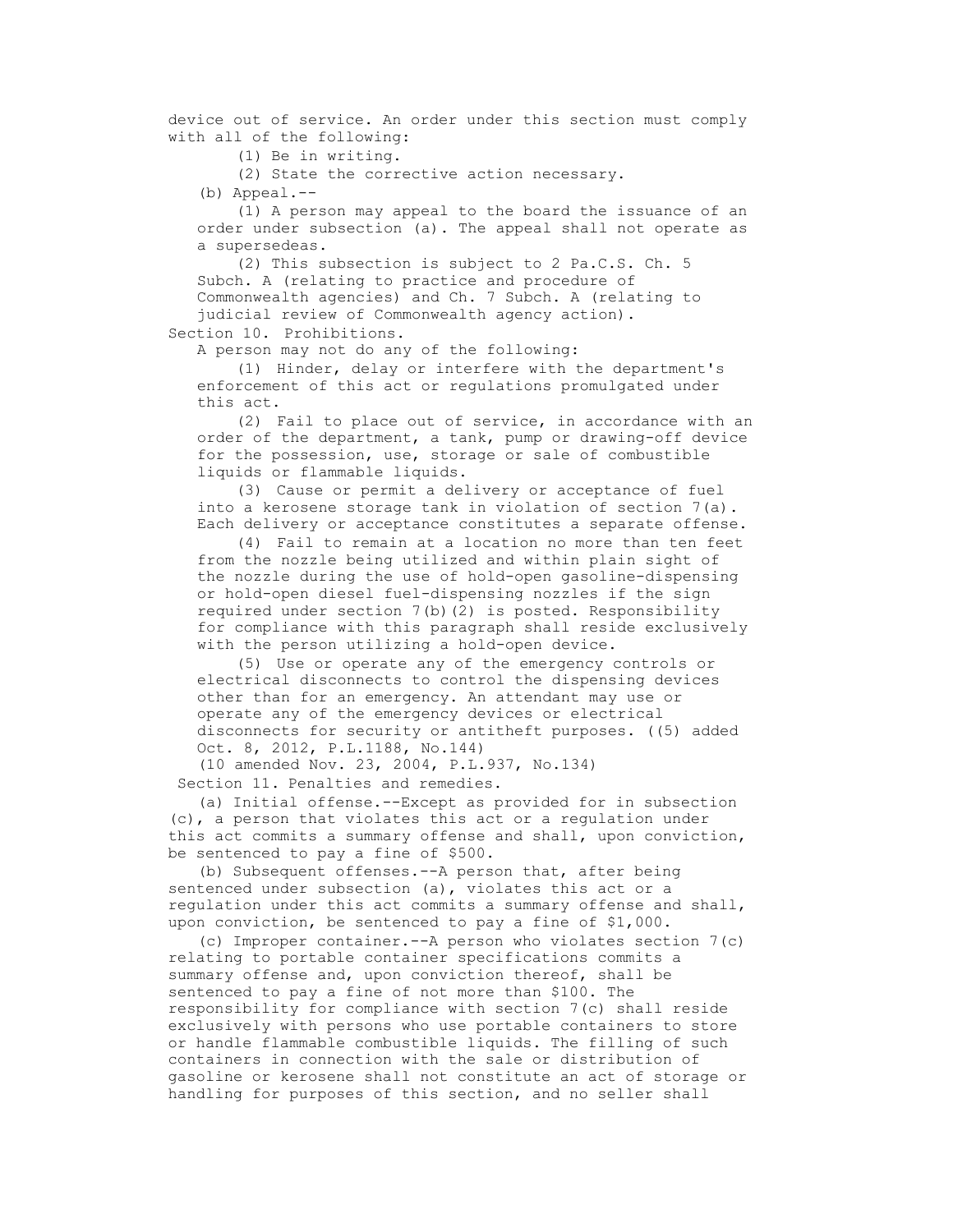device out of service. An order under this section must comply with all of the following:

(1) Be in writing.

(2) State the corrective action necessary.

(b) Appeal.--

(1) A person may appeal to the board the issuance of an order under subsection (a). The appeal shall not operate as a supersedeas.

(2) This subsection is subject to 2 Pa.C.S. Ch. 5 Subch. A (relating to practice and procedure of Commonwealth agencies) and Ch. 7 Subch. A (relating to judicial review of Commonwealth agency action).

Section 10. Prohibitions.

A person may not do any of the following:

(1) Hinder, delay or interfere with the department's enforcement of this act or regulations promulgated under this act.

(2) Fail to place out of service, in accordance with an order of the department, a tank, pump or drawing-off device for the possession, use, storage or sale of combustible liquids or flammable liquids.

(3) Cause or permit a delivery or acceptance of fuel into a kerosene storage tank in violation of section 7(a). Each delivery or acceptance constitutes a separate offense.

(4) Fail to remain at a location no more than ten feet from the nozzle being utilized and within plain sight of the nozzle during the use of hold-open gasoline-dispensing or hold-open diesel fuel-dispensing nozzles if the sign required under section 7(b)(2) is posted. Responsibility for compliance with this paragraph shall reside exclusively with the person utilizing a hold-open device.

(5) Use or operate any of the emergency controls or electrical disconnects to control the dispensing devices other than for an emergency. An attendant may use or operate any of the emergency devices or electrical disconnects for security or antitheft purposes. ((5) added Oct. 8, 2012, P.L.1188, No.144)

(10 amended Nov. 23, 2004, P.L.937, No.134)

Section 11. Penalties and remedies.

(a) Initial offense.--Except as provided for in subsection (c), a person that violates this act or a regulation under this act commits a summary offense and shall, upon conviction, be sentenced to pay a fine of $500.

(b) Subsequent offenses.--A person that, after being sentenced under subsection (a), violates this act or a regulation under this act commits a summary offense and shall, upon conviction, be sentenced to pay a fine of $1,000.

(c) Improper container.--A person who violates section 7(c) relating to portable container specifications commits a summary offense and, upon conviction thereof, shall be sentenced to pay a fine of not more than $100. The responsibility for compliance with section 7(c) shall reside exclusively with persons who use portable containers to store or handle flammable combustible liquids. The filling of such containers in connection with the sale or distribution of gasoline or kerosene shall not constitute an act of storage or handling for purposes of this section, and no seller shall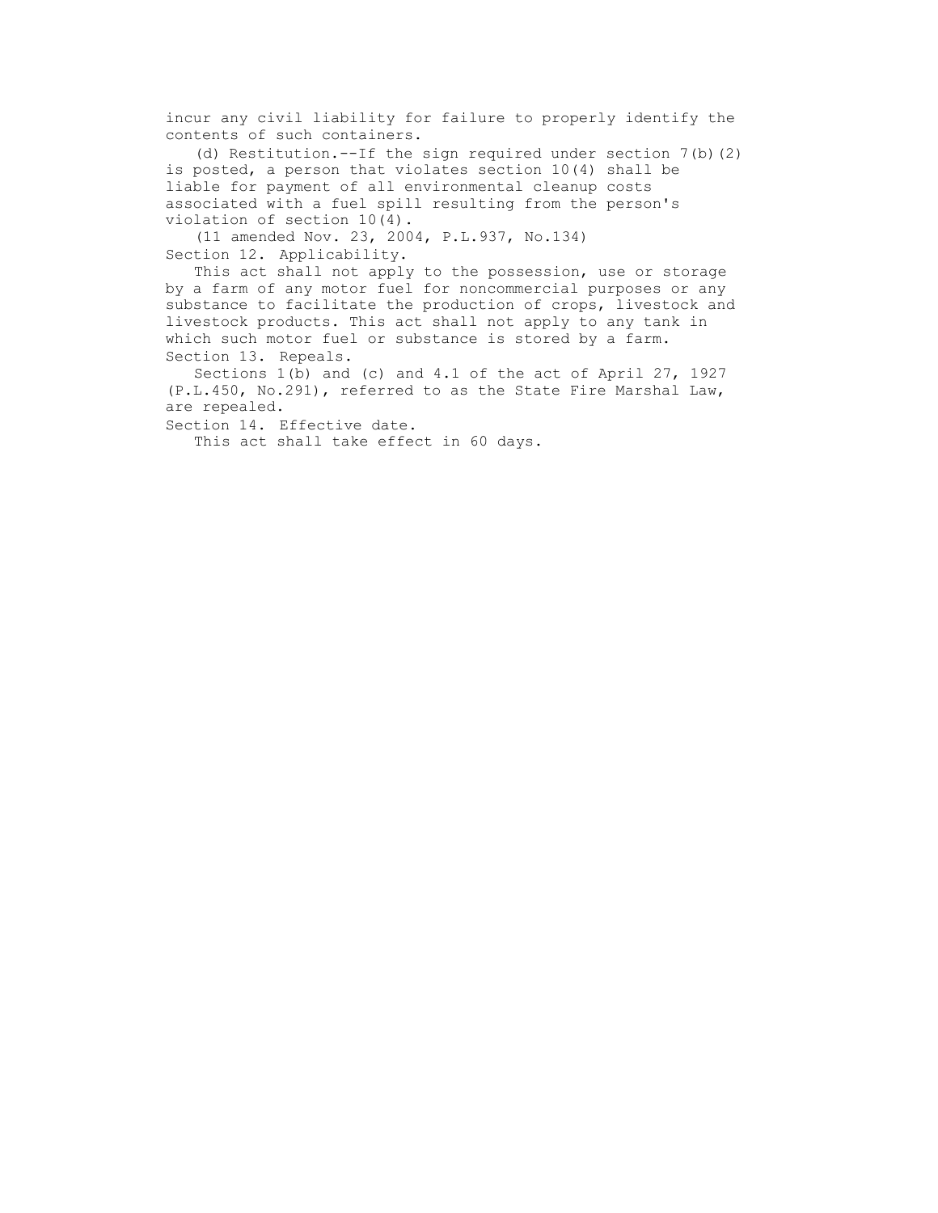incur any civil liability for failure to properly identify the contents of such containers.

(d) Restitution.--If the sign required under section 7(b)(2) is posted, a person that violates section 10(4) shall be liable for payment of all environmental cleanup costs associated with a fuel spill resulting from the person's violation of section 10(4).

(11 amended Nov. 23, 2004, P.L.937, No.134)

Section 12. Applicability.

This act shall not apply to the possession, use or storage by a farm of any motor fuel for noncommercial purposes or any substance to facilitate the production of crops, livestock and livestock products. This act shall not apply to any tank in which such motor fuel or substance is stored by a farm.

Section 13. Repeals.

Sections 1(b) and (c) and 4.1 of the act of April 27, 1927 (P.L.450, No.291), referred to as the State Fire Marshal Law, are repealed.

Section 14. Effective date.

This act shall take effect in 60 days.